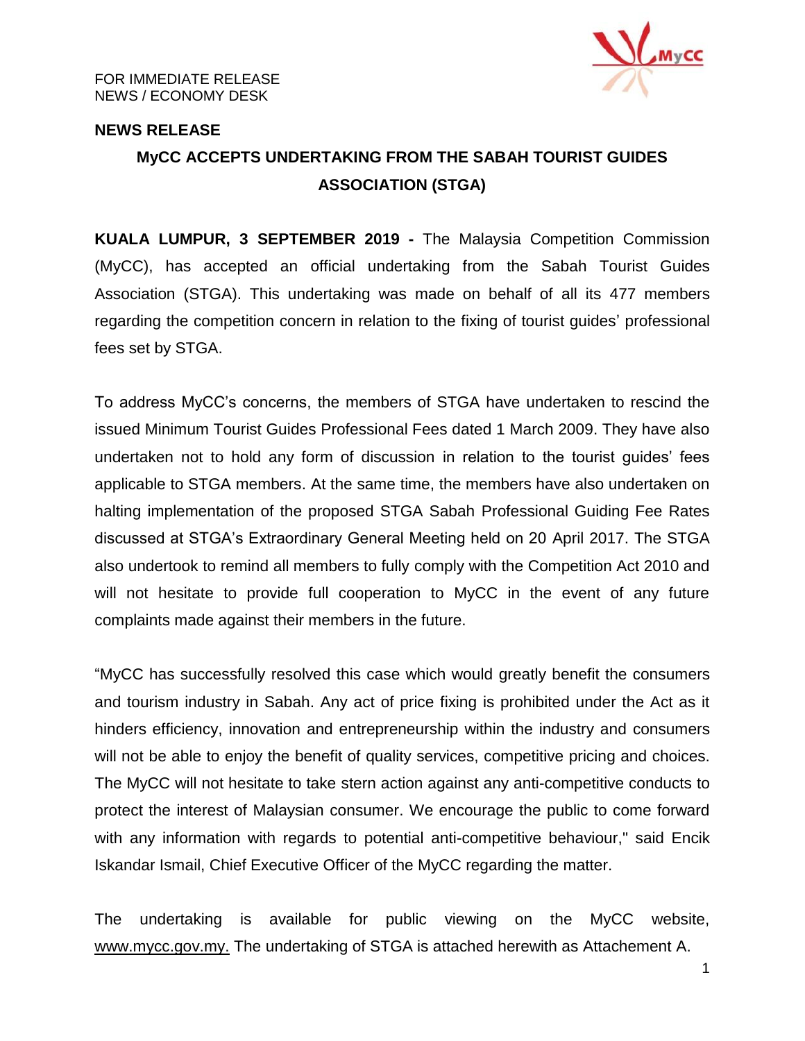FOR IMMEDIATE RELEASE
NEWS / ECONOMY DESK

**NEWS RELEASE**

## MyCC ACCEPTS UNDERTAKING FROM THE SABAH TOURIST GUIDES ASSOCIATION (STGA)

**KUALA LUMPUR, 3 SEPTEMBER 2019 -** The Malaysia Competition Commission (MyCC), has accepted an official undertaking from the Sabah Tourist Guides Association (STGA). This undertaking was made on behalf of all its 477 members regarding the competition concern in relation to the fixing of tourist guides' professional fees set by STGA.

To address MyCC's concerns, the members of STGA have undertaken to rescind the issued Minimum Tourist Guides Professional Fees dated 1 March 2009. They have also undertaken not to hold any form of discussion in relation to the tourist guides' fees applicable to STGA members. At the same time, the members have also undertaken on halting implementation of the proposed STGA Sabah Professional Guiding Fee Rates discussed at STGA's Extraordinary General Meeting held on 20 April 2017. The STGA also undertook to remind all members to fully comply with the Competition Act 2010 and will not hesitate to provide full cooperation to MyCC in the event of any future complaints made against their members in the future.

"MyCC has successfully resolved this case which would greatly benefit the consumers and tourism industry in Sabah. Any act of price fixing is prohibited under the Act as it hinders efficiency, innovation and entrepreneurship within the industry and consumers will not be able to enjoy the benefit of quality services, competitive pricing and choices. The MyCC will not hesitate to take stern action against any anti-competitive conducts to protect the interest of Malaysian consumer. We encourage the public to come forward with any information with regards to potential anti-competitive behaviour," said Encik Iskandar Ismail, Chief Executive Officer of the MyCC regarding the matter.

The undertaking is available for public viewing on the MyCC website, www.mycc.gov.my. The undertaking of STGA is attached herewith as Attachement A.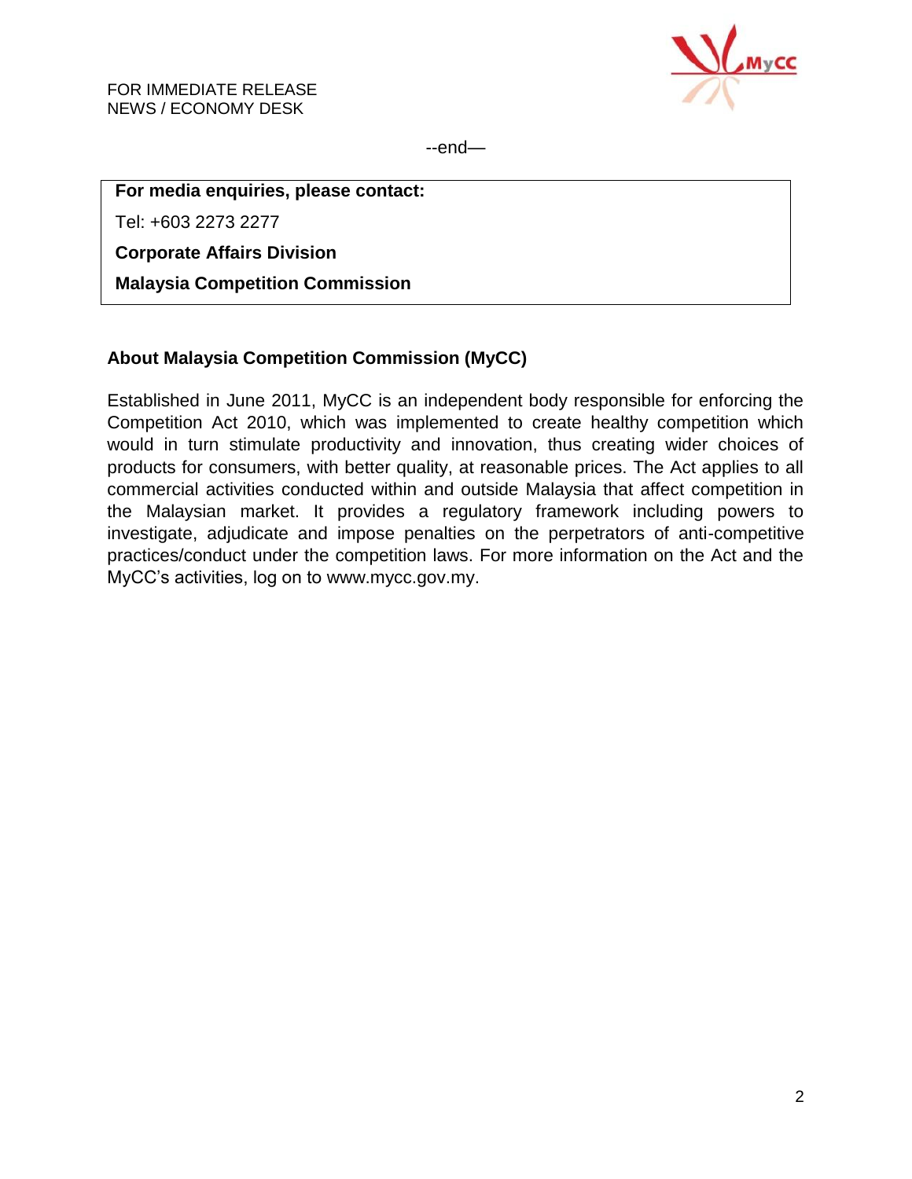FOR IMMEDIATE RELEASE
NEWS / ECONOMY DESK

--end—

**For media enquiries, please contact:**

Tel: +603 2273 2277

**Corporate Affairs Division**

**Malaysia Competition Commission**

**About Malaysia Competition Commission (MyCC)**

Established in June 2011, MyCC is an independent body responsible for enforcing the Competition Act 2010, which was implemented to create healthy competition which would in turn stimulate productivity and innovation, thus creating wider choices of products for consumers, with better quality, at reasonable prices. The Act applies to all commercial activities conducted within and outside Malaysia that affect competition in the Malaysian market. It provides a regulatory framework including powers to investigate, adjudicate and impose penalties on the perpetrators of anti-competitive practices/conduct under the competition laws. For more information on the Act and the MyCC's activities, log on to www.mycc.gov.my.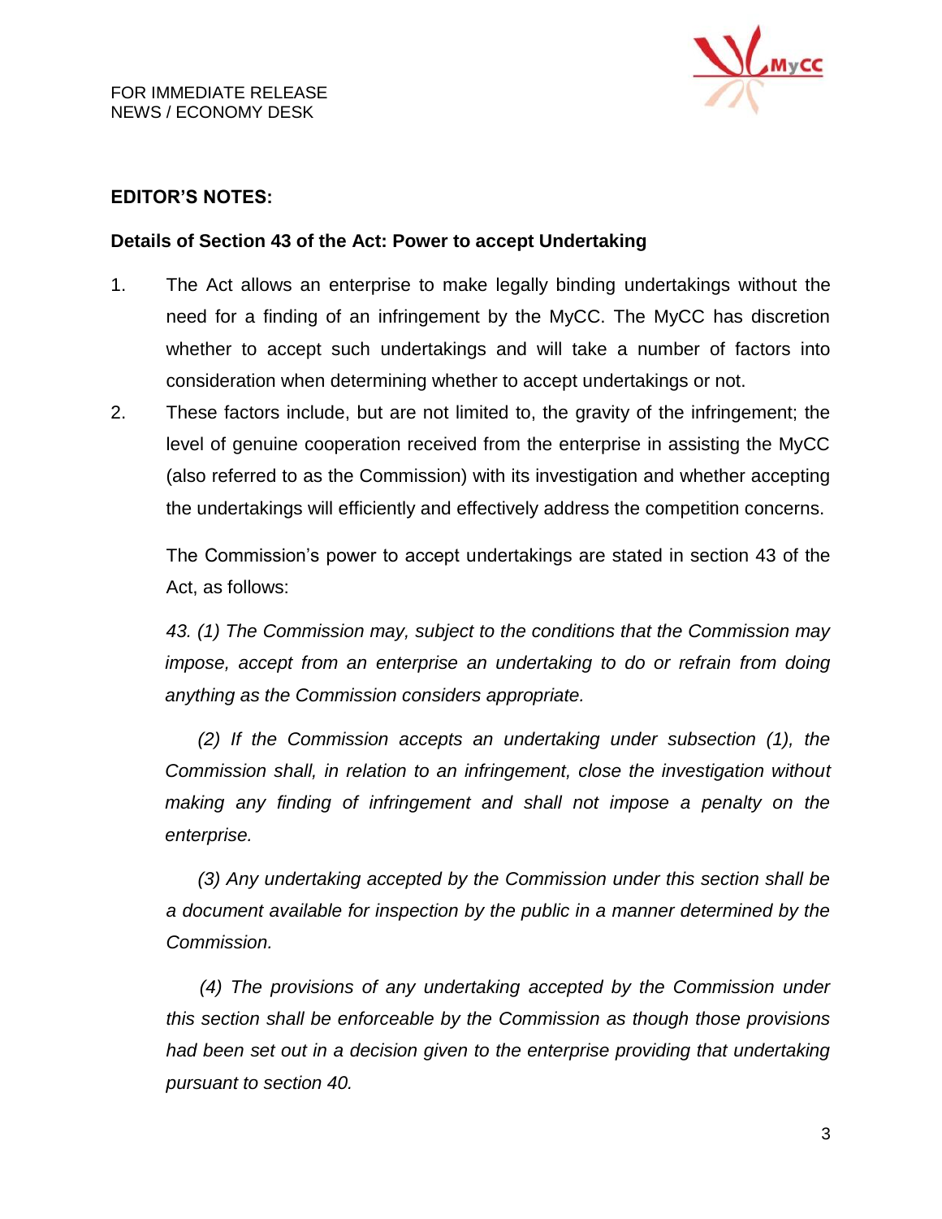FOR IMMEDIATE RELEASE
NEWS / ECONOMY DESK

## EDITOR'S NOTES:

### Details of Section 43 of the Act: Power to accept Undertaking

1. The Act allows an enterprise to make legally binding undertakings without the need for a finding of an infringement by the MyCC. The MyCC has discretion whether to accept such undertakings and will take a number of factors into consideration when determining whether to accept undertakings or not.
2. These factors include, but are not limited to, the gravity of the infringement; the level of genuine cooperation received from the enterprise in assisting the MyCC (also referred to as the Commission) with its investigation and whether accepting the undertakings will efficiently and effectively address the competition concerns.

   The Commission's power to accept undertakings are stated in section 43 of the Act, as follows:

   *43. (1) The Commission may, subject to the conditions that the Commission may impose, accept from an enterprise an undertaking to do or refrain from doing anything as the Commission considers appropriate.*

   *(2) If the Commission accepts an undertaking under subsection (1), the Commission shall, in relation to an infringement, close the investigation without making any finding of infringement and shall not impose a penalty on the enterprise.*

   *(3) Any undertaking accepted by the Commission under this section shall be a document available for inspection by the public in a manner determined by the Commission.*

   *(4) The provisions of any undertaking accepted by the Commission under this section shall be enforceable by the Commission as though those provisions had been set out in a decision given to the enterprise providing that undertaking pursuant to section 40.*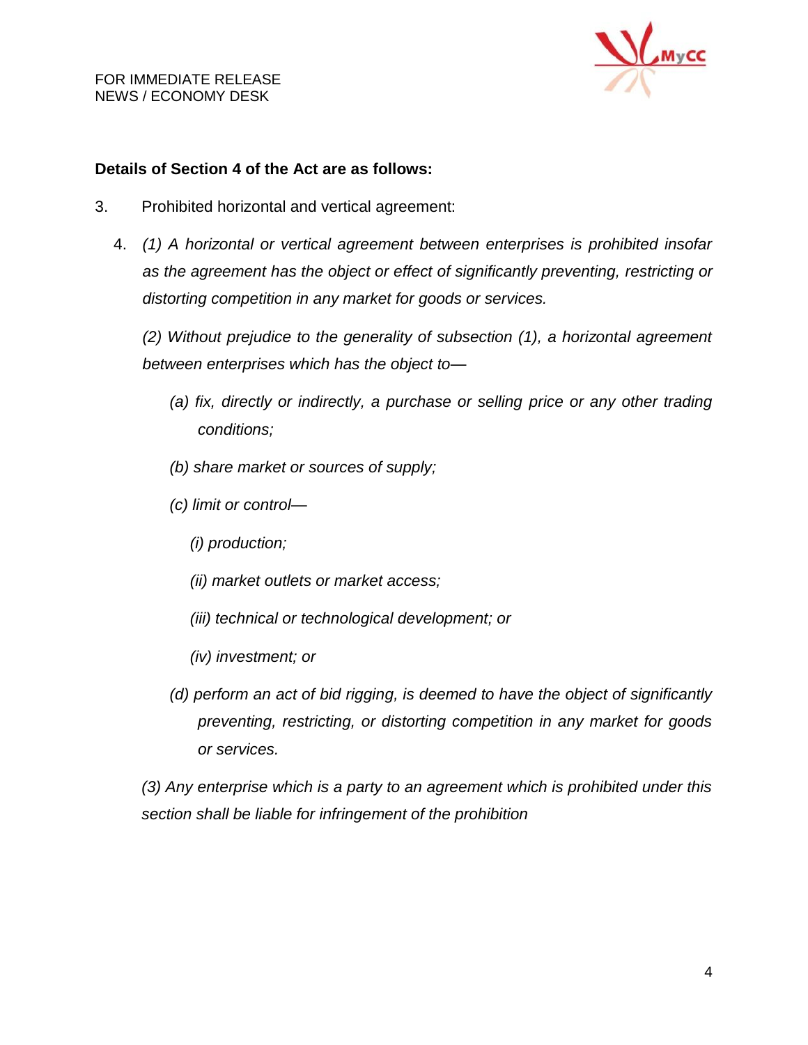FOR IMMEDIATE RELEASE
NEWS / ECONOMY DESK

**Details of Section 4 of the Act are as follows:**

3. Prohibited horizontal and vertical agreement:

4. *(1) A horizontal or vertical agreement between enterprises is prohibited insofar as the agreement has the object or effect of significantly preventing, restricting or distorting competition in any market for goods or services.*

   *(2) Without prejudice to the generality of subsection (1), a horizontal agreement between enterprises which has the object to—*

   *(a) fix, directly or indirectly, a purchase or selling price or any other trading conditions;*

   *(b) share market or sources of supply;*

   *(c) limit or control—*

   *(i) production;*

   *(ii) market outlets or market access;*

   *(iii) technical or technological development; or*

   *(iv) investment; or*

   *(d) perform an act of bid rigging, is deemed to have the object of significantly preventing, restricting, or distorting competition in any market for goods or services.*

   *(3) Any enterprise which is a party to an agreement which is prohibited under this section shall be liable for infringement of the prohibition*